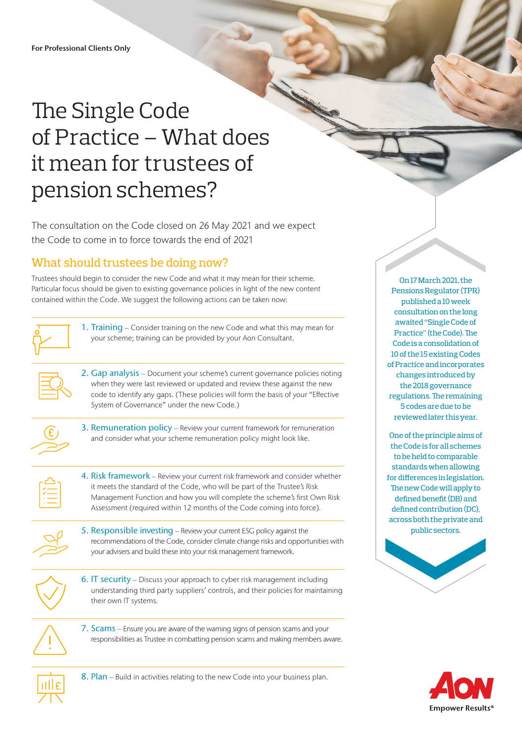For Professional Clients Only

# The Single Code of Practice – What does it mean for trustees of pension schemes?

The consultation on the Code closed on 26 May 2021 and we expect the Code to come in to force towards the end of 2021

## What should trustees be doing now?

Trustees should begin to consider the new Code and what it may mean for their scheme. Particular focus should be given to existing governance policies in light of the new content contained within the Code. We suggest the following actions can be taken now:

1. **Training** – Consider training on the new Code and what this may mean for your scheme; training can be provided by your Aon Consultant.

2. **Gap analysis** – Document your scheme's current governance policies noting when they were last reviewed or updated and review these against the new code to identify any gaps. (These policies will form the basis of your "Effective System of Governance" under the new Code.)

3. **Remuneration policy** – Review your current framework for remuneration and consider what your scheme remuneration policy might look like.

4. **Risk framework** – Review your current risk framework and consider whether it meets the standard of the Code, who will be part of the Trustee's Risk Management Function and how you will complete the scheme's first Own Risk Assessment (required within 12 months of the Code coming into force).

5. **Responsible investing** – Review your current ESG policy against the recommendations of the Code, consider climate change risks and opportunities with your advisers and build these into your risk management framework.

6. **IT security** – Discuss your approach to cyber risk management including understanding third party suppliers' controls, and their policies for maintaining their own IT systems.

7. **Scams** – Ensure you are aware of the warning signs of pension scams and your responsibilities as Trustee in combatting pension scams and making members aware.

8. **Plan** – Build in activities relating to the new Code into your business plan.

On 17 March 2021, the Pensions Regulator (TPR) published a 10 week consultation on the long awaited "Single Code of Practice" (the Code). The Code is a consolidation of 10 of the 15 existing Codes of Practice and incorporates changes introduced by the 2018 governance regulations. The remaining 5 codes are due to be reviewed later this year.

One of the principle aims of the Code is for all schemes to be held to comparable standards when allowing for differences in legislation. The new Code will apply to defined benefit (DB) and defined contribution (DC), across both the private and public sectors.

AON
Empower Results®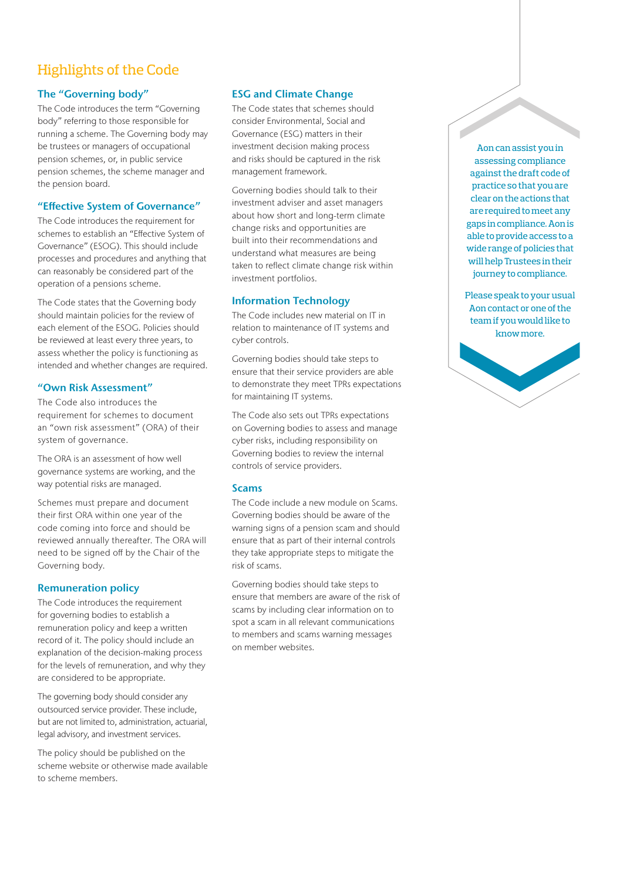## Highlights of the Code

### The "Governing body"

The Code introduces the term "Governing body" referring to those responsible for running a scheme. The Governing body may be trustees or managers of occupational pension schemes, or, in public service pension schemes, the scheme manager and the pension board.

### "Effective System of Governance"

The Code introduces the requirement for schemes to establish an "Effective System of Governance" (ESOG). This should include processes and procedures and anything that can reasonably be considered part of the operation of a pensions scheme.

The Code states that the Governing body should maintain policies for the review of each element of the ESOG. Policies should be reviewed at least every three years, to assess whether the policy is functioning as intended and whether changes are required.

### "Own Risk Assessment"

The Code also introduces the requirement for schemes to document an "own risk assessment" (ORA) of their system of governance.

The ORA is an assessment of how well governance systems are working, and the way potential risks are managed.

Schemes must prepare and document their first ORA within one year of the code coming into force and should be reviewed annually thereafter. The ORA will need to be signed off by the Chair of the Governing body.

### Remuneration policy

The Code introduces the requirement for governing bodies to establish a remuneration policy and keep a written record of it. The policy should include an explanation of the decision-making process for the levels of remuneration, and why they are considered to be appropriate.

The governing body should consider any outsourced service provider. These include, but are not limited to, administration, actuarial, legal advisory, and investment services.

The policy should be published on the scheme website or otherwise made available to scheme members.

### ESG and Climate Change

The Code states that schemes should consider Environmental, Social and Governance (ESG) matters in their investment decision making process and risks should be captured in the risk management framework.

Governing bodies should talk to their investment adviser and asset managers about how short and long-term climate change risks and opportunities are built into their recommendations and understand what measures are being taken to reflect climate change risk within investment portfolios.

### Information Technology

The Code includes new material on IT in relation to maintenance of IT systems and cyber controls.

Governing bodies should take steps to ensure that their service providers are able to demonstrate they meet TPRs expectations for maintaining IT systems.

The Code also sets out TPRs expectations on Governing bodies to assess and manage cyber risks, including responsibility on Governing bodies to review the internal controls of service providers.

### Scams

The Code include a new module on Scams. Governing bodies should be aware of the warning signs of a pension scam and should ensure that as part of their internal controls they take appropriate steps to mitigate the risk of scams.

Governing bodies should take steps to ensure that members are aware of the risk of scams by including clear information on to spot a scam in all relevant communications to members and scams warning messages on member websites.

Aon can assist you in assessing compliance against the draft code of practice so that you are clear on the actions that are required to meet any gaps in compliance. Aon is able to provide access to a wide range of policies that will help Trustees in their journey to compliance.

Please speak to your usual Aon contact or one of the team if you would like to know more.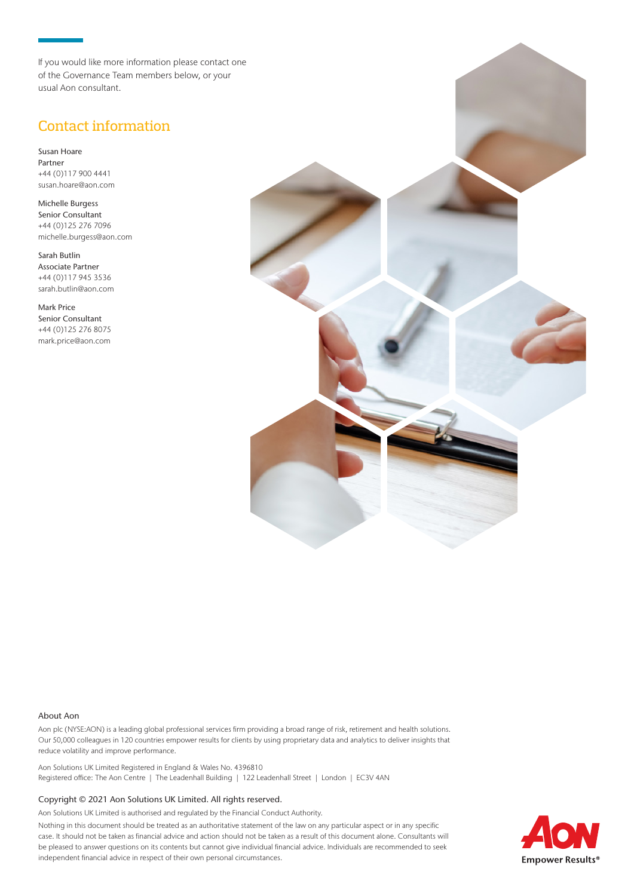If you would like more information please contact one of the Governance Team members below, or your usual Aon consultant.

## Contact information

Susan Hoare
Partner
+44 (0)117 900 4441
susan.hoare@aon.com

Michelle Burgess
Senior Consultant
+44 (0)125 276 7096
michelle.burgess@aon.com

Sarah Butlin
Associate Partner
+44 (0)117 945 3536
sarah.butlin@aon.com

Mark Price
Senior Consultant
+44 (0)125 276 8075
mark.price@aon.com

### About Aon

Aon plc (NYSE:AON) is a leading global professional services firm providing a broad range of risk, retirement and health solutions. Our 50,000 colleagues in 120 countries empower results for clients by using proprietary data and analytics to deliver insights that reduce volatility and improve performance.

Aon Solutions UK Limited Registered in England & Wales No. 4396810
Registered office: The Aon Centre | The Leadenhall Building | 122 Leadenhall Street | London | EC3V 4AN

Copyright © 2021 Aon Solutions UK Limited. All rights reserved.

Aon Solutions UK Limited is authorised and regulated by the Financial Conduct Authority.

Nothing in this document should be treated as an authoritative statement of the law on any particular aspect or in any specific case. It should not be taken as financial advice and action should not be taken as a result of this document alone. Consultants will be pleased to answer questions on its contents but cannot give individual financial advice. Individuals are recommended to seek independent financial advice in respect of their own personal circumstances.

AON
Empower Results®